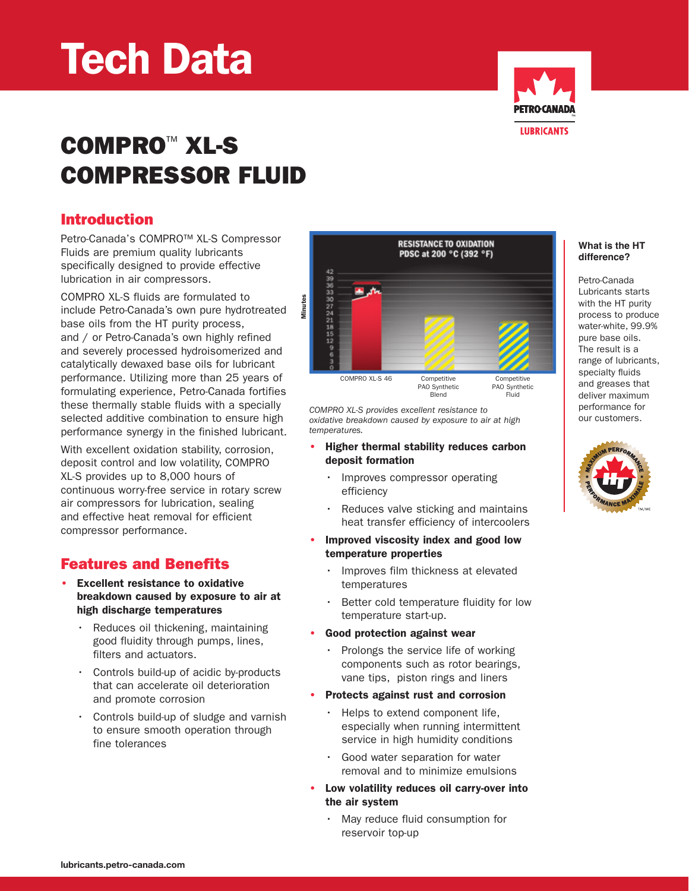# Tech Data

# COMPRO™ XL-S COMPRESSOR FLUID

## Introduction

Petro-Canada's COMPRO™ XL-S Compressor Fluids are premium quality lubricants specifically designed to provide effective lubrication in air compressors.

COMPRO XL-S fluids are formulated to include Petro-Canada's own pure hydrotreated base oils from the HT purity process, and / or Petro-Canada's own highly refined and severely processed hydroisomerized and catalytically dewaxed base oils for lubricant performance. Utilizing more than 25 years of formulating experience, Petro-Canada fortifies these thermally stable fluids with a specially selected additive combination to ensure high performance synergy in the finished lubricant.

With excellent oxidation stability, corrosion, deposit control and low volatility, COMPRO XL-S provides up to 8,000 hours of continuous worry-free service in rotary screw air compressors for lubrication, sealing and effective heat removal for efficient compressor performance.

**RESISTANCE TO OXIDATION PDSC at 200 °C (392 °F)**

*COMPRO XL-S provides excellent resistance to oxidative breakdown caused by exposure to air at high temperatures.*

## Features and Benefits

- **Excellent resistance to oxidative breakdown caused by exposure to air at high discharge temperatures**
  - Reduces oil thickening, maintaining good fluidity through pumps, lines, filters and actuators.
  - Controls build-up of acidic by-products that can accelerate oil deterioration and promote corrosion
  - Controls build-up of sludge and varnish to ensure smooth operation through fine tolerances
- **Higher thermal stability reduces carbon deposit formation**
  - Improves compressor operating efficiency
  - Reduces valve sticking and maintains heat transfer efficiency of intercoolers
- **Improved viscosity index and good low temperature properties**
  - Improves film thickness at elevated temperatures
  - Better cold temperature fluidity for low temperature start-up.
- **Good protection against wear**
  - Prolongs the service life of working components such as rotor bearings, vane tips, piston rings and liners
- **Protects against rust and corrosion**
  - Helps to extend component life, especially when running intermittent service in high humidity conditions
  - Good water separation for water removal and to minimize emulsions
- **Low volatility reduces oil carry-over into the air system**
  - May reduce fluid consumption for reservoir top-up

**What is the HT difference?**

Petro-Canada Lubricants starts with the HT purity process to produce water-white, 99.9% pure base oils. The result is a range of lubricants, specialty fluids and greases that deliver maximum performance for our customers.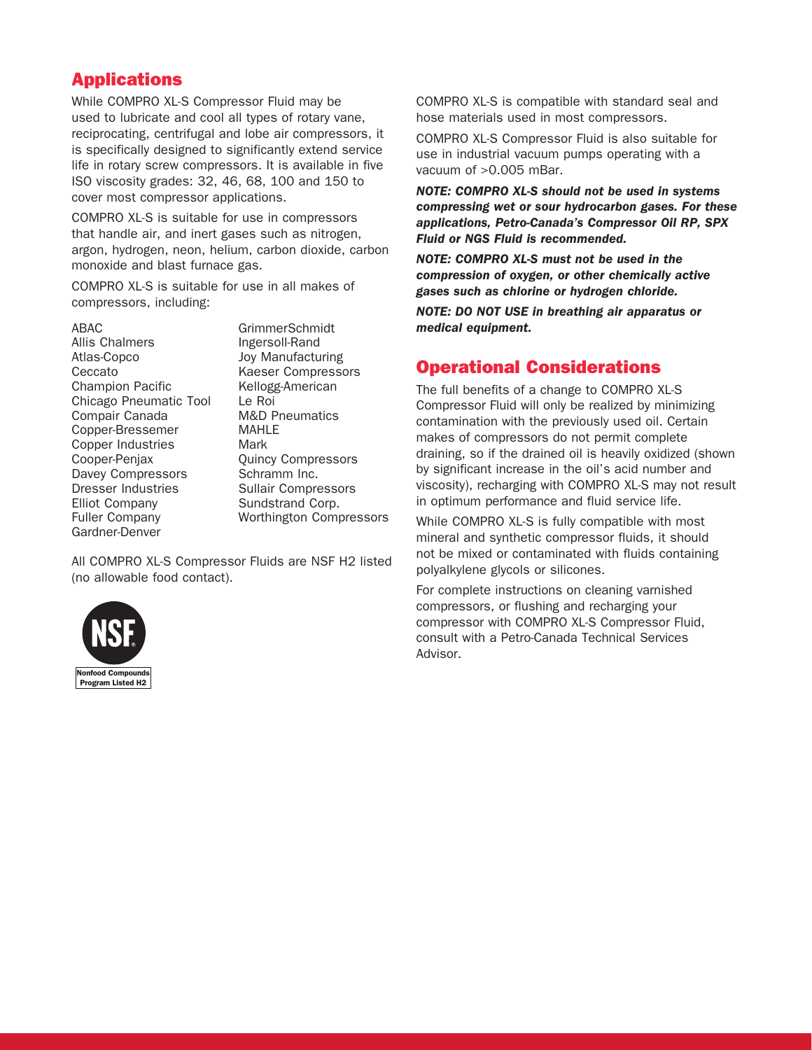## Applications

While COMPRO XL-S Compressor Fluid may be used to lubricate and cool all types of rotary vane, reciprocating, centrifugal and lobe air compressors, it is specifically designed to significantly extend service life in rotary screw compressors. It is available in five ISO viscosity grades: 32, 46, 68, 100 and 150 to cover most compressor applications.

COMPRO XL-S is suitable for use in compressors that handle air, and inert gases such as nitrogen, argon, hydrogen, neon, helium, carbon dioxide, carbon monoxide and blast furnace gas.

COMPRO XL-S is suitable for use in all makes of compressors, including:

- ABAC
- Allis Chalmers
- Atlas-Copco
- Ceccato
- Champion Pacific
- Chicago Pneumatic Tool
- Compair Canada
- Copper-Bressemer
- Copper Industries
- Cooper-Penjax
- Davey Compressors
- Dresser Industries
- Elliot Company
- Fuller Company
- Gardner-Denver
- GrimmerSchmidt
- Ingersoll-Rand
- Joy Manufacturing
- Kaeser Compressors
- Kellogg-American
- Le Roi
- M&D Pneumatics
- MAHLE
- Mark
- Quincy Compressors
- Schramm Inc.
- Sullair Compressors
- Sundstrand Corp.
- Worthington Compressors

All COMPRO XL-S Compressor Fluids are NSF H2 listed (no allowable food contact).

NSF Nonfood Compounds Program Listed H2

COMPRO XL-S is compatible with standard seal and hose materials used in most compressors.

COMPRO XL-S Compressor Fluid is also suitable for use in industrial vacuum pumps operating with a vacuum of >0.005 mBar.

***NOTE: COMPRO XL-S should not be used in systems compressing wet or sour hydrocarbon gases. For these applications, Petro-Canada's Compressor Oil RP, SPX Fluid or NGS Fluid is recommended.***

***NOTE: COMPRO XL-S must not be used in the compression of oxygen, or other chemically active gases such as chlorine or hydrogen chloride.***

***NOTE: DO NOT USE in breathing air apparatus or medical equipment.***

## Operational Considerations

The full benefits of a change to COMPRO XL-S Compressor Fluid will only be realized by minimizing contamination with the previously used oil. Certain makes of compressors do not permit complete draining, so if the drained oil is heavily oxidized (shown by significant increase in the oil's acid number and viscosity), recharging with COMPRO XL-S may not result in optimum performance and fluid service life.

While COMPRO XL-S is fully compatible with most mineral and synthetic compressor fluids, it should not be mixed or contaminated with fluids containing polyalkylene glycols or silicones.

For complete instructions on cleaning varnished compressors, or flushing and recharging your compressor with COMPRO XL-S Compressor Fluid, consult with a Petro-Canada Technical Services Advisor.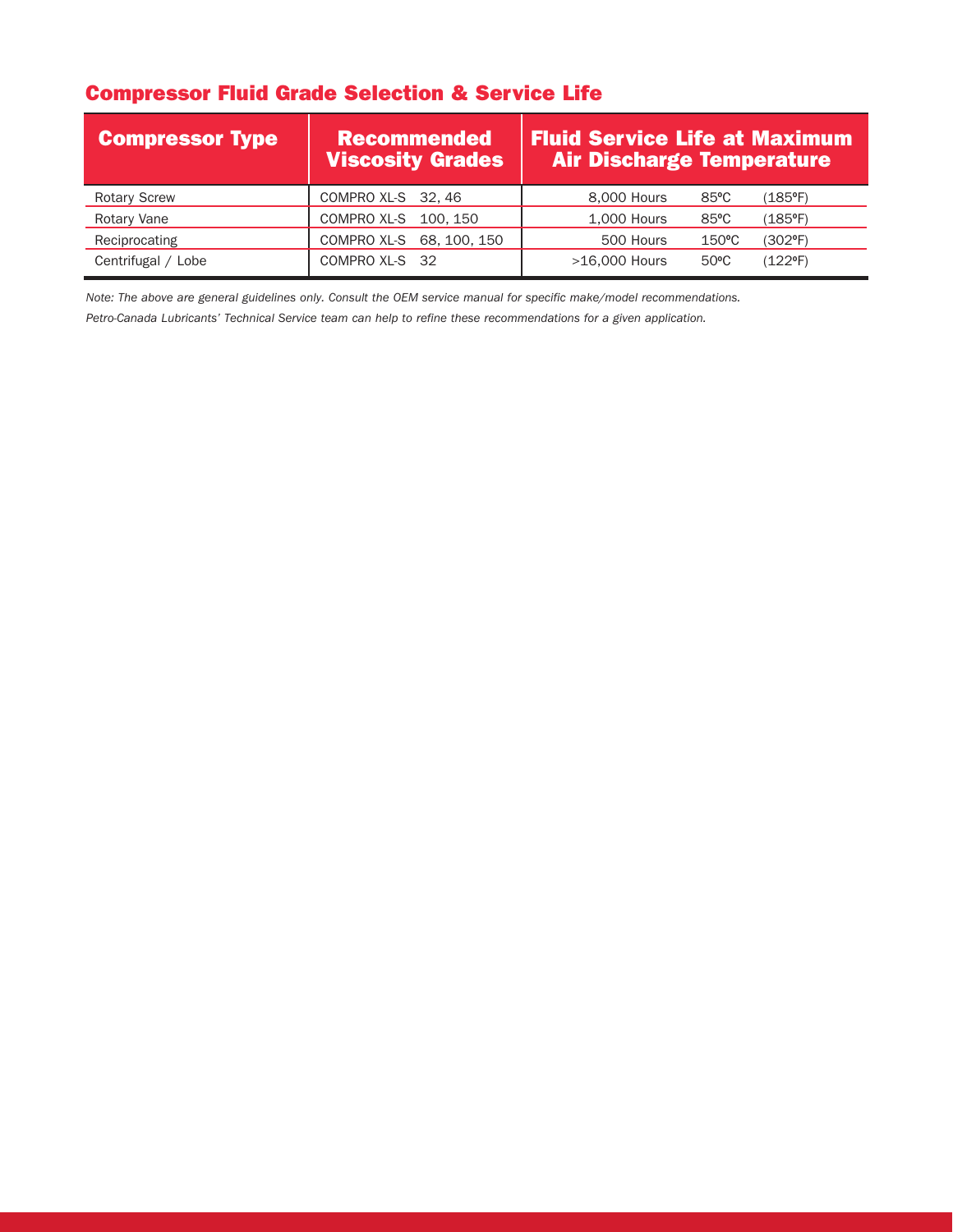## Compressor Fluid Grade Selection & Service Life

| Compressor Type | Recommended Viscosity Grades | Fluid Service Life at Maximum Air Discharge Temperature |
|---|---|---|
| Rotary Screw | COMPRO XL-S 32, 46 | 8,000 Hours 85ºC (185ºF) |
| Rotary Vane | COMPRO XL-S 100, 150 | 1,000 Hours 85ºC (185ºF) |
| Reciprocating | COMPRO XL-S 68, 100, 150 | 500 Hours 150ºC (302ºF) |
| Centrifugal / Lobe | COMPRO XL-S 32 | >16,000 Hours 50ºC (122ºF) |

*Note: The above are general guidelines only. Consult the OEM service manual for specific make/model recommendations.*

*Petro-Canada Lubricants' Technical Service team can help to refine these recommendations for a given application.*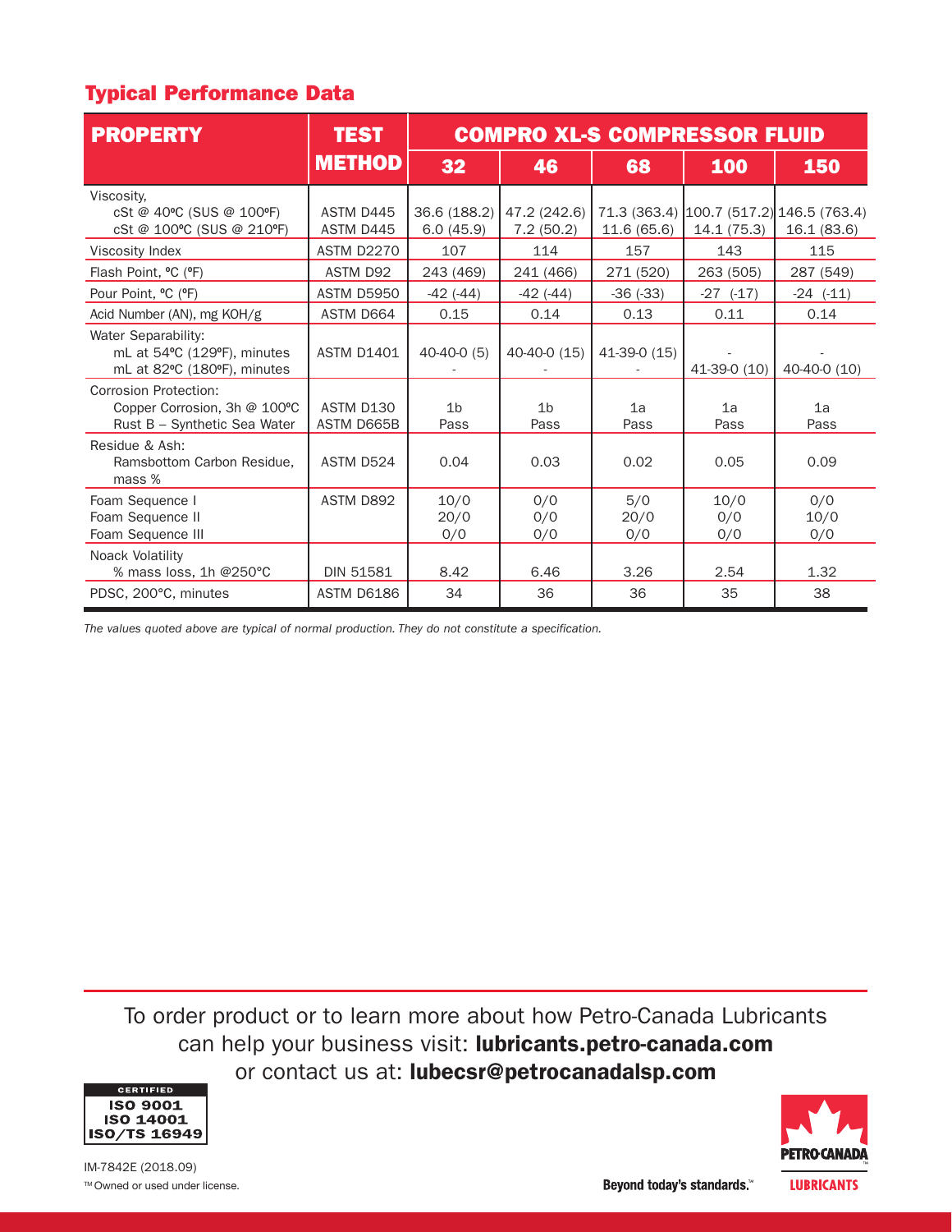## Typical Performance Data

| PROPERTY | TEST METHOD | COMPRO XL-S COMPRESSOR FLUID | | | | |
|---|---|---|---|---|---|---|
| | | 32 | 46 | 68 | 100 | 150 |
| Viscosity,<br>cSt @ 40ºC (SUS @ 100ºF)<br>cSt @ 100ºC (SUS @ 210ºF) | ASTM D445<br>ASTM D445 | 36.6 (188.2)<br>6.0 (45.9) | 47.2 (242.6)<br>7.2 (50.2) | 71.3 (363.4)<br>11.6 (65.6) | 100.7 (517.2)<br>14.1 (75.3) | 146.5 (763.4)<br>16.1 (83.6) |
| Viscosity Index | ASTM D2270 | 107 | 114 | 157 | 143 | 115 |
| Flash Point, ºC (ºF) | ASTM D92 | 243 (469) | 241 (466) | 271 (520) | 263 (505) | 287 (549) |
| Pour Point, ºC (ºF) | ASTM D5950 | -42 (-44) | -42 (-44) | -36 (-33) | -27 (-17) | -24 (-11) |
| Acid Number (AN), mg KOH/g | ASTM D664 | 0.15 | 0.14 | 0.13 | 0.11 | 0.14 |
| Water Separability:<br>mL at 54ºC (129ºF), minutes<br>mL at 82ºC (180ºF), minutes | ASTM D1401 | 40-40-0 (5)<br>- | 40-40-0 (15)<br>- | 41-39-0 (15)<br>- | -<br>41-39-0 (10) | -<br>40-40-0 (10) |
| Corrosion Protection:<br>Copper Corrosion, 3h @ 100ºC<br>Rust B – Synthetic Sea Water | ASTM D130<br>ASTM D665B | 1b<br>Pass | 1b<br>Pass | 1a<br>Pass | 1a<br>Pass | 1a<br>Pass |
| Residue & Ash:<br>Ramsbottom Carbon Residue, mass % | ASTM D524 | 0.04 | 0.03 | 0.02 | 0.05 | 0.09 |
| Foam Sequence I<br>Foam Sequence II<br>Foam Sequence III | ASTM D892 | 10/0<br>20/0<br>0/0 | 0/0<br>0/0<br>0/0 | 5/0<br>20/0<br>0/0 | 10/0<br>0/0<br>0/0 | 0/0<br>10/0<br>0/0 |
| Noack Volatility<br>% mass loss, 1h @250°C | DIN 51581 | 8.42 | 6.46 | 3.26 | 2.54 | 1.32 |
| PDSC, 200°C, minutes | ASTM D6186 | 34 | 36 | 36 | 35 | 38 |

*The values quoted above are typical of normal production. They do not constitute a specification.*

To order product or to learn more about how Petro-Canada Lubricants can help your business visit: **lubricants.petro-canada.com** or contact us at: **lubecsr@petrocanadalsp.com**

CERTIFIED
ISO 9001
ISO 14001
ISO/TS 16949

IM-7842E (2018.09)

™ Owned or used under license.

Beyond today's standards.™

PETRO-CANADA LUBRICANTS